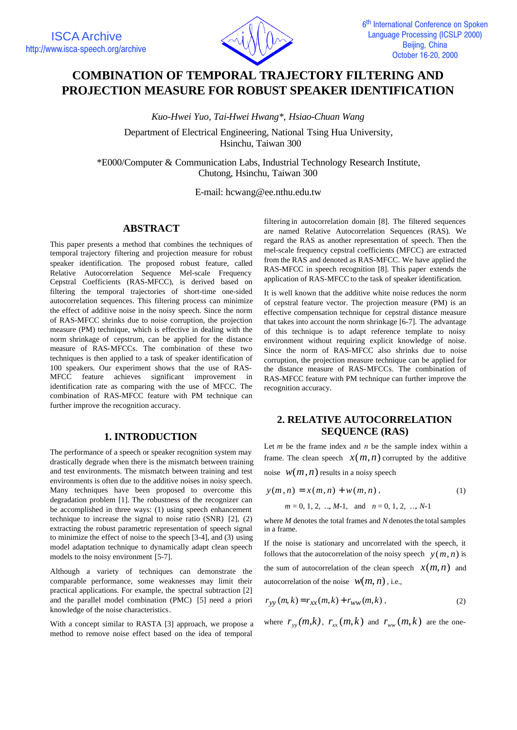# COMBINATION OF TEMPORAL TRAJECTORY FILTERING AND PROJECTION MEASURE FOR ROBUST SPEAKER IDENTIFICATION

*Kuo-Hwei Yuo, Tai-Hwei Hwang\*, Hsiao-Chuan Wang*

Department of Electrical Engineering, National Tsing Hua University, Hsinchu, Taiwan 300

\*E000/Computer & Communication Labs, Industrial Technology Research Institute, Chutong, Hsinchu, Taiwan 300

E-mail: hcwang@ee.nthu.edu.tw

## ABSTRACT

This paper presents a method that combines the techniques of temporal trajectory filtering and projection measure for robust speaker identification. The proposed robust feature, called Relative Autocorrelation Sequence Mel-scale Frequency Cepstral Coefficients (RAS-MFCC), is derived based on filtering the temporal trajectories of short-time one-sided autocorrelation sequences. This filtering process can minimize the effect of additive noise in the noisy speech. Since the norm of RAS-MFCC shrinks due to noise corruption, the projection measure (PM) technique, which is effective in dealing with the norm shrinkage of cepstrum, can be applied for the distance measure of RAS-MFCCs. The combination of these two techniques is then applied to a task of speaker identification of 100 speakers. Our experiment shows that the use of RAS-MFCC feature achieves significant improvement in identification rate as comparing with the use of MFCC. The combination of RAS-MFCC feature with PM technique can further improve the recognition accuracy.

## 1. INTRODUCTION

The performance of a speech or speaker recognition system may drastically degrade when there is the mismatch between training and test environments. The mismatch between training and test environments is often due to the additive noise in noisy speech. Many techniques have been proposed to overcome this degradation problem [1]. The robustness of the recognizer can be accomplished in three ways: (1) using speech enhancement technique to increase the signal to noise ratio (SNR) [2], (2) extracting the robust parametric representation of speech signal to minimize the effect of noise to the speech [3-4], and (3) using model adaptation technique to dynamically adapt clean speech models to the noisy environment [5-7].

Although a variety of techniques can demonstrate the comparable performance, some weaknesses may limit their practical applications. For example, the spectral subtraction [2] and the parallel model combination (PMC) [5] need a priori knowledge of the noise characteristics.

With a concept similar to RASTA [3] approach, we propose a method to remove noise effect based on the idea of temporal filtering in autocorrelation domain [8]. The filtered sequences are named Relative Autocorrelation Sequences (RAS). We regard the RAS as another representation of speech. Then the mel-scale frequency cepstral coefficients (MFCC) are extracted from the RAS and denoted as RAS-MFCC. We have applied the RAS-MFCC in speech recognition [8]. This paper extends the application of RAS-MFCC to the task of speaker identification.

It is well known that the additive white noise reduces the norm of cepstral feature vector. The projection measure (PM) is an effective compensation technique for cepstral distance measure that takes into account the norm shrinkage [6-7]. The advantage of this technique is to adapt reference template to noisy environment without requiring explicit knowledge of noise. Since the norm of RAS-MFCC also shrinks due to noise corruption, the projection measure technique can be applied for the distance measure of RAS-MFCCs. The combination of RAS-MFCC feature with PM technique can further improve the recognition accuracy.

## 2. RELATIVE AUTOCORRELATION SEQUENCE (RAS)

Let $m$ be the frame index and $n$ be the sample index within a frame. The clean speech $x(m,n)$ corrupted by the additive noise $w(m,n)$ results in a noisy speech

$$y(m,n) = x(m,n) + w(m,n), \tag{1}$$

$$m = 0, 1, 2, \ldots, M\text{-}1, \quad \text{and} \quad n = 0, 1, 2, \ldots, N\text{-}1$$

where $M$ denotes the total frames and $N$ denotes the total samples in a frame.

If the noise is stationary and uncorrelated with the speech, it follows that the autocorrelation of the noisy speech $y(m,n)$ is the sum of autocorrelation of the clean speech $x(m,n)$ and autocorrelation of the noise $w(m,n)$, i.e.,

$$r_{yy}(m,k) = r_{xx}(m,k) + r_{ww}(m,k), \tag{2}$$

where $r_{yy}(m,k)$, $r_{xx}(m,k)$ and $r_{ww}(m,k)$ are the one-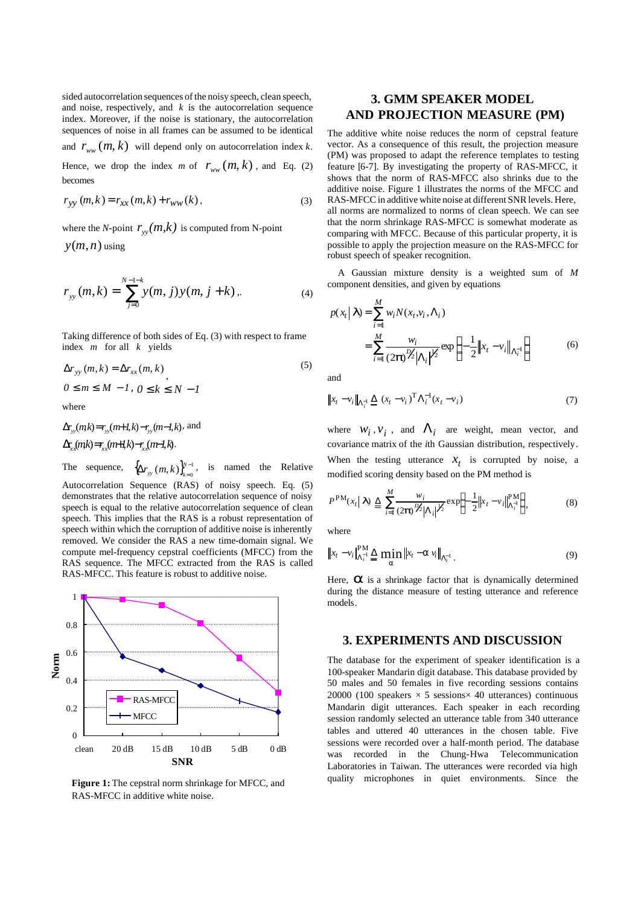sided autocorrelation sequences of the noisy speech, clean speech, and noise, respectively, and $k$ is the autocorrelation sequence index. Moreover, if the noise is stationary, the autocorrelation sequences of noise in all frames can be assumed to be identical and $r_{ww}(m,k)$ will depend only on autocorrelation index $k$. Hence, we drop the index $m$ of $r_{ww}(m,k)$, and Eq. (2) becomes

$$r_{yy}(m,k) = r_{xx}(m,k) + r_{ww}(k), \tag{3}$$

where the $N$-point $r_{yy}(m,k)$ is computed from N-point $y(m,n)$ using

$$r_{yy}(m,k) = \sum_{j=0}^{N-1-k} y(m,j)y(m,j+k). \tag{4}$$

Taking difference of both sides of Eq. (3) with respect to frame index $m$ for all $k$ yields

$$\Delta r_{yy}(m,k) = \Delta r_{xx}(m,k), \quad 0 \le m \le M-1, \; 0 \le k \le N-1 \tag{5}$$

where

$\Delta r_{yy}(m,k) = r_{yy}(m+1,k) - r_{yy}(m-1,k)$, and

$\Delta r_{xx}(m,k) = r_{xx}(m+1,k) - r_{xx}(m-1,k)$.

The sequence, $\{\Delta r_{yy}(m,k)\}_{k=0}^{N-1}$, is named the Relative Autocorrelation Sequence (RAS) of noisy speech. Eq. (5) demonstrates that the relative autocorrelation sequence of noisy speech is equal to the relative autocorrelation sequence of clean speech. This implies that the RAS is a robust representation of speech within which the corruption of additive noise is inherently removed. We consider the RAS a new time-domain signal. We compute mel-frequency cepstral coefficients (MFCC) from the RAS sequence. The MFCC extracted from the RAS is called RAS-MFCC. This feature is robust to additive noise.

| SNR | clean | 20 dB | 15 dB | 10 dB | 5 dB | 0 dB |
|---|---|---|---|---|---|---|
| RAS-MFCC | 1 | 0.98 | 0.94 | 0.81 | 0.56 | 0.31 |
| MFCC | 1 | 0.57 | 0.47 | 0.36 | 0.25 | 0.17 |

**Figure 1:** The cepstral norm shrinkage for MFCC, and RAS-MFCC in additive white noise.

## 3. GMM SPEAKER MODEL AND PROJECTION MEASURE (PM)

The additive white noise reduces the norm of cepstral feature vector. As a consequence of this result, the projection measure (PM) was proposed to adapt the reference templates to testing feature [6-7]. By investigating the property of RAS-MFCC, it shows that the norm of RAS-MFCC also shrinks due to the additive noise. Figure 1 illustrates the norms of the MFCC and RAS-MFCC in additive white noise at different SNR levels. Here, all norms are normalized to norms of clean speech. We can see that the norm shrinkage RAS-MFCC is somewhat moderate as comparing with MFCC. Because of this particular property, it is possible to apply the projection measure on the RAS-MFCC for robust speech of speaker recognition.

A Gaussian mixture density is a weighted sum of $M$ component densities, and given by equations

$$\begin{aligned} p(x_t|\lambda) &= \sum_{i=1}^{M} w_i N(x_t, v_i, \Lambda_i) \\ &= \sum_{i=1}^{M} \frac{w_i}{(2\pi)^{D/2}|\Lambda_i|^{1/2}} \exp\left\{-\frac{1}{2}\|x_t - v_i\|_{\Lambda_i^{-1}}\right\} \end{aligned} \tag{6}$$

and

$$\|x_t - v_i\|_{\Lambda_i^{-1}} \triangleq (x_t - v_i)^{\mathrm{T}} \Lambda_i^{-1} (x_t - v_i) \tag{7}$$

where $w_i$, $v_i$, and $\Lambda_i$ are weight, mean vector, and covariance matrix of the $i$th Gaussian distribution, respectively. When the testing utterance $x_t$ is corrupted by noise, a modified scoring density based on the PM method is

$$P^{\mathrm{PM}}(x_t|\lambda) \triangleq \sum_{i=1}^{M} \frac{w_i}{(2\pi)^{D/2}|\Lambda_i|^{1/2}} \exp\left\{-\frac{1}{2}\|x_t - v_i\|_{\Lambda_i^{-1}}^{\mathrm{PM}}\right\}, \tag{8}$$

where

$$\|x_t - v_i\|_{\Lambda_i^{-1}}^{\mathrm{PM}} \triangleq \min_{\alpha} \|x_t - \alpha v_i\|_{\Lambda_i^{-1}}. \tag{9}$$

Here, $\alpha$ is a shrinkage factor that is dynamically determined during the distance measure of testing utterance and reference models.

## 3. EXPERIMENTS AND DISCUSSION

The database for the experiment of speaker identification is a 100-speaker Mandarin digit database. This database provided by 50 males and 50 females in five recording sessions contains 20000 (100 speakers × 5 sessions× 40 utterances) continuous Mandarin digit utterances. Each speaker in each recording session randomly selected an utterance table from 340 utterance tables and uttered 40 utterances in the chosen table. Five sessions were recorded over a half-month period. The database was recorded in the Chung-Hwa Telecommunication Laboratories in Taiwan. The utterances were recorded via high quality microphones in quiet environments. Since the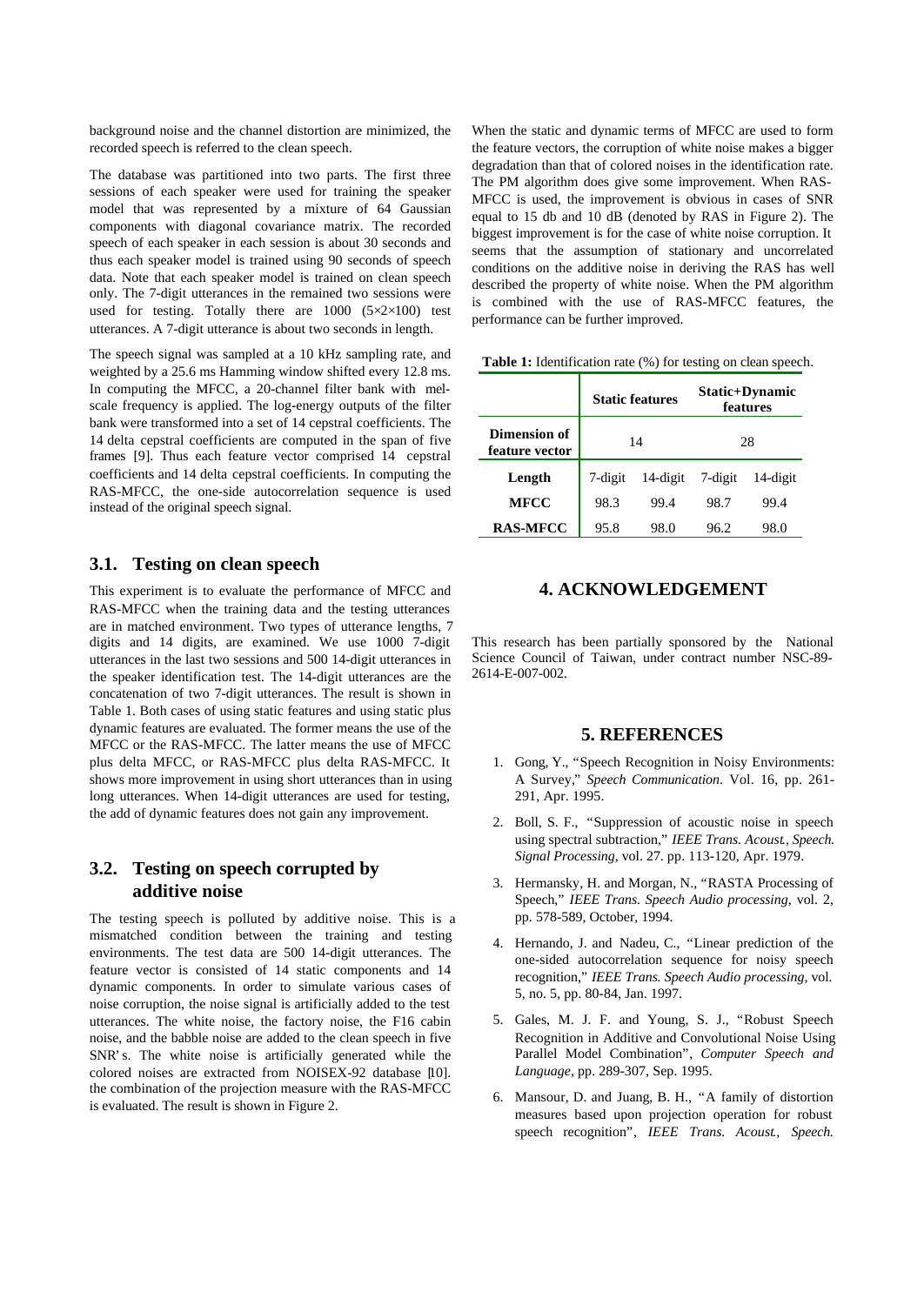background noise and the channel distortion are minimized, the recorded speech is referred to the clean speech.

The database was partitioned into two parts. The first three sessions of each speaker were used for training the speaker model that was represented by a mixture of 64 Gaussian components with diagonal covariance matrix. The recorded speech of each speaker in each session is about 30 seconds and thus each speaker model is trained using 90 seconds of speech data. Note that each speaker model is trained on clean speech only. The 7-digit utterances in the remained two sessions were used for testing. Totally there are 1000 (5×2×100) test utterances. A 7-digit utterance is about two seconds in length.

The speech signal was sampled at a 10 kHz sampling rate, and weighted by a 25.6 ms Hamming window shifted every 12.8 ms. In computing the MFCC, a 20-channel filter bank with mel-scale frequency is applied. The log-energy outputs of the filter bank were transformed into a set of 14 cepstral coefficients. The 14 delta cepstral coefficients are computed in the span of five frames [9]. Thus each feature vector comprised 14 cepstral coefficients and 14 delta cepstral coefficients. In computing the RAS-MFCC, the one-side autocorrelation sequence is used instead of the original speech signal.

## 3.1. Testing on clean speech

This experiment is to evaluate the performance of MFCC and RAS-MFCC when the training data and the testing utterances are in matched environment. Two types of utterance lengths, 7 digits and 14 digits, are examined. We use 1000 7-digit utterances in the last two sessions and 500 14-digit utterances in the speaker identification test. The 14-digit utterances are the concatenation of two 7-digit utterances. The result is shown in Table 1. Both cases of using static features and using static plus dynamic features are evaluated. The former means the use of the MFCC or the RAS-MFCC. The latter means the use of MFCC plus delta MFCC, or RAS-MFCC plus delta RAS-MFCC. It shows more improvement in using short utterances than in using long utterances. When 14-digit utterances are used for testing, the add of dynamic features does not gain any improvement.

## 3.2. Testing on speech corrupted by additive noise

The testing speech is polluted by additive noise. This is a mismatched condition between the training and testing environments. The test data are 500 14-digit utterances. The feature vector is consisted of 14 static components and 14 dynamic components. In order to simulate various cases of noise corruption, the noise signal is artificially added to the test utterances. The white noise, the factory noise, the F16 cabin noise, and the babble noise are added to the clean speech in five SNR's. The white noise is artificially generated while the colored noises are extracted from NOISEX-92 database [10]. the combination of the projection measure with the RAS-MFCC is evaluated. The result is shown in Figure 2.

When the static and dynamic terms of MFCC are used to form the feature vectors, the corruption of white noise makes a bigger degradation than that of colored noises in the identification rate. The PM algorithm does give some improvement. When RAS-MFCC is used, the improvement is obvious in cases of SNR equal to 15 db and 10 dB (denoted by RAS in Figure 2). The biggest improvement is for the case of white noise corruption. It seems that the assumption of stationary and uncorrelated conditions on the additive noise in deriving the RAS has well described the property of white noise. When the PM algorithm is combined with the use of RAS-MFCC features, the performance can be further improved.

**Table 1:** Identification rate (%) for testing on clean speech.

| | Static features | | Static+Dynamic features | |
|---|---|---|---|---|
| **Dimension of feature vector** | 14 | | 28 | |
| **Length** | 7-digit | 14-digit | 7-digit | 14-digit |
| **MFCC** | 98.3 | 99.4 | 98.7 | 99.4 |
| **RAS-MFCC** | 95.8 | 98.0 | 96.2 | 98.0 |

# 4. ACKNOWLEDGEMENT

This research has been partially sponsored by the National Science Council of Taiwan, under contract number NSC-89-2614-E-007-002.

# 5. REFERENCES

1. Gong, Y., "Speech Recognition in Noisy Environments: A Survey," *Speech Communication*. Vol. 16, pp. 261-291, Apr. 1995.
2. Boll, S. F., "Suppression of acoustic noise in speech using spectral subtraction," *IEEE Trans. Acoust., Speech. Signal Processing*, vol. 27. pp. 113-120, Apr. 1979.
3. Hermansky, H. and Morgan, N., "RASTA Processing of Speech," *IEEE Trans. Speech Audio processing*, vol. 2, pp. 578-589, October, 1994.
4. Hernando, J. and Nadeu, C., "Linear prediction of the one-sided autocorrelation sequence for noisy speech recognition," *IEEE Trans. Speech Audio processing*, vol. 5, no. 5, pp. 80-84, Jan. 1997.
5. Gales, M. J. F. and Young, S. J., "Robust Speech Recognition in Additive and Convolutional Noise Using Parallel Model Combination", *Computer Speech and Language*, pp. 289-307, Sep. 1995.
6. Mansour, D. and Juang, B. H., "A family of distortion measures based upon projection operation for robust speech recognition", *IEEE Trans. Acoust., Speech.*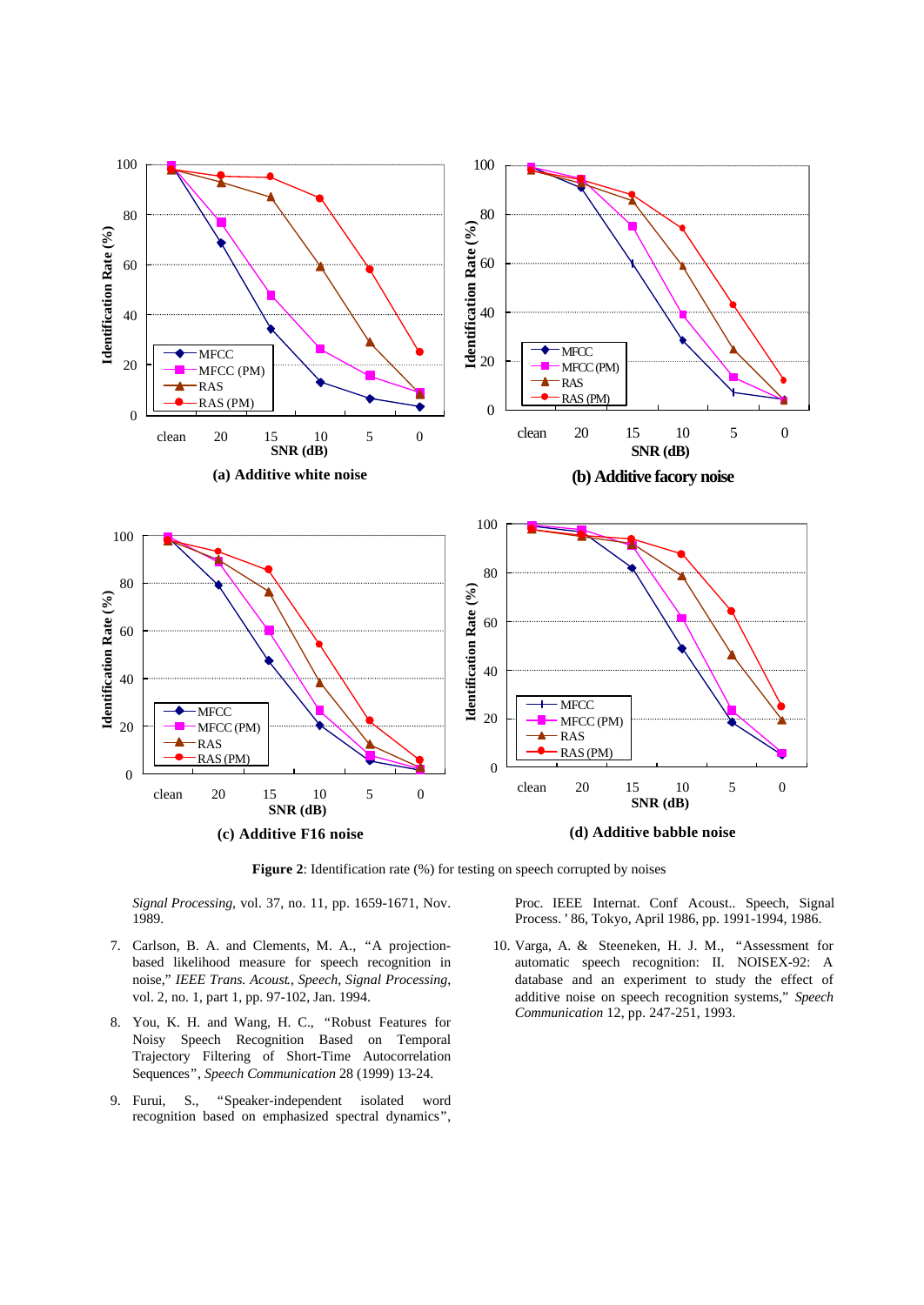100
80
60
40
20
0
Identification Rate (%)
MFCC
MFCC (PM)
RAS
RAS (PM)
clean 20 15 10 5 0
SNR (dB)

**(a) Additive white noise**

100
80
60
40
20
0
Identification Rate (%)
MFCC
MFCC (PM)
RAS
RAS (PM)
clean 20 15 10 5 0
SNR (dB)

**(b) Additive facory noise**

100
80
60
40
20
0
Identification Rate (%)
MFCC
MFCC (PM)
RAS
RAS (PM)
clean 20 15 10 5 0
SNR (dB)

**(c) Additive F16 noise**

100
80
60
40
20
0
Identification Rate (%)
MFCC
MFCC (PM)
RAS
RAS (PM)
clean 20 15 10 5 0
SNR (dB)

**(d) Additive babble noise**

**Figure 2**: Identification rate (%) for testing on speech corrupted by noises

*Signal Processing*, vol. 37, no. 11, pp. 1659-1671, Nov. 1989.

7. Carlson, B. A. and Clements, M. A., "A projection-based likelihood measure for speech recognition in noise," *IEEE Trans. Acoust., Speech, Signal Processing*, vol. 2, no. 1, part 1, pp. 97-102, Jan. 1994.

8. You, K. H. and Wang, H. C., "Robust Features for Noisy Speech Recognition Based on Temporal Trajectory Filtering of Short-Time Autocorrelation Sequences", *Speech Communication* 28 (1999) 13-24.

9. Furui, S., "Speaker-independent isolated word recognition based on emphasized spectral dynamics", Proc. IEEE Internat. Conf Acoust.. Speech, Signal Process. ' 86, Tokyo, April 1986, pp. 1991-1994, 1986.

10. Varga, A. & Steeneken, H. J. M., "Assessment for automatic speech recognition: II. NOISEX-92: A database and an experiment to study the effect of additive noise on speech recognition systems," *Speech Communication* 12, pp. 247-251, 1993.